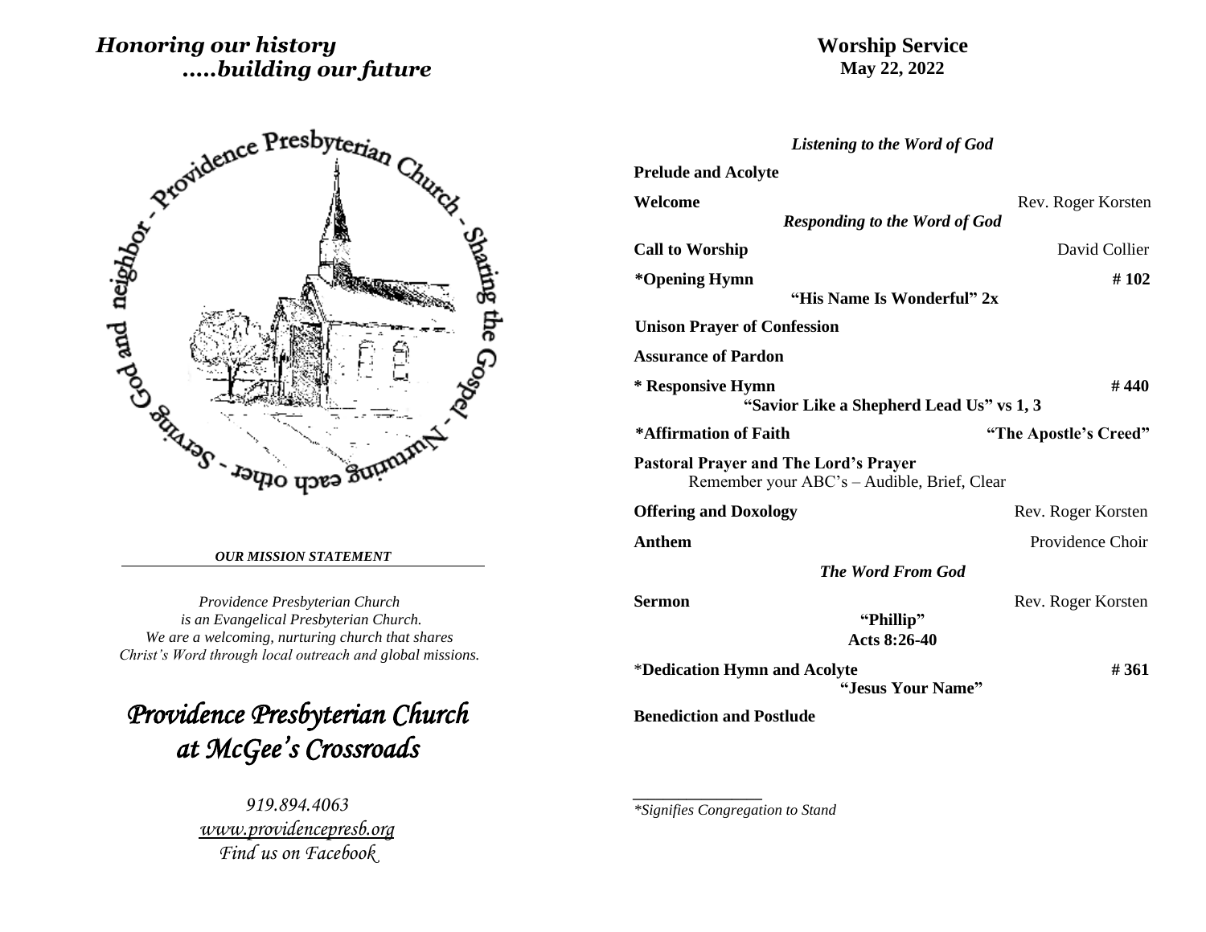*Honoring our history*
*.....building our future*

Providence Presbyterian Church - Sharing the Gospel - Nurturing each other - Serving God and neighbor

***OUR MISSION STATEMENT***

*Providence Presbyterian Church*
*is an Evangelical Presbyterian Church.*
*We are a welcoming, nurturing church that shares*
*Christ's Word through local outreach and global missions.*

# *Providence Presbyterian Church at McGee's Crossroads*

*919.894.4063*
*www.providencepresb.org*
*Find us on Facebook*

## Worship Service
**May 22, 2022**

***Listening to the Word of God***

**Prelude and Acolyte**

**Welcome** — Rev. Roger Korsten

***Responding to the Word of God***

**Call to Worship** — David Collier

**\*Opening Hymn** — **# 102**
**"His Name Is Wonderful" 2x**

**Unison Prayer of Confession**

**Assurance of Pardon**

**\* Responsive Hymn** — **# 440**
**"Savior Like a Shepherd Lead Us" vs 1, 3**

**\*Affirmation of Faith** — **"The Apostle's Creed"**

**Pastoral Prayer and The Lord's Prayer**
Remember your ABC's – Audible, Brief, Clear

**Offering and Doxology** — Rev. Roger Korsten

**Anthem** — Providence Choir

***The Word From God***

**Sermon** — Rev. Roger Korsten
**"Phillip"**
**Acts 8:26-40**

\***Dedication Hymn and Acolyte** — **# 361**
**"Jesus Your Name"**

**Benediction and Postlude**

---

*\*Signifies Congregation to Stand*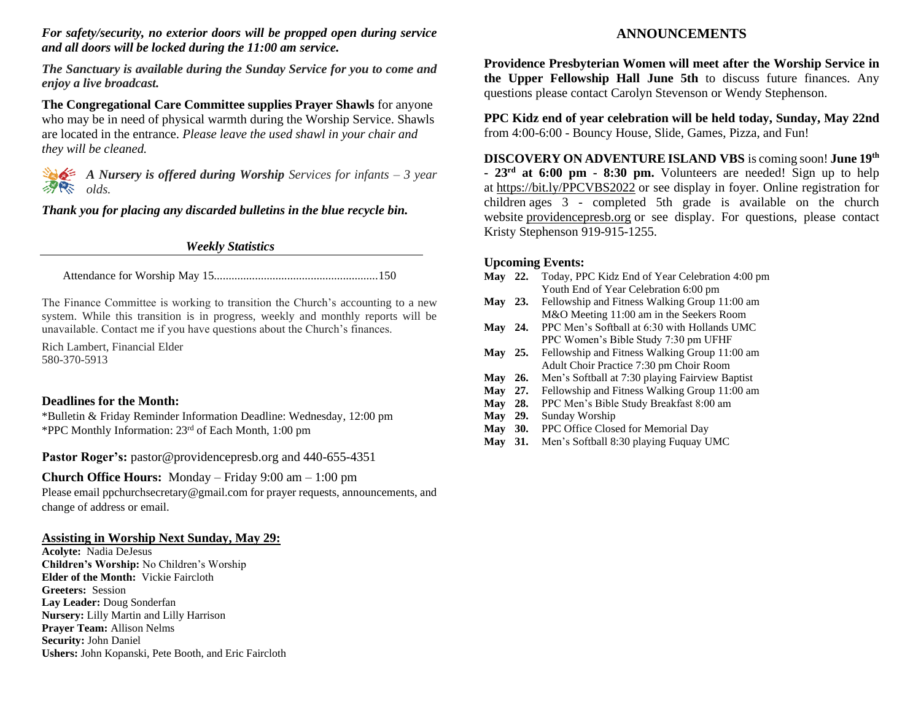***For safety/security, no exterior doors will be propped open during service and all doors will be locked during the 11:00 am service.***

***The Sanctuary is available during the Sunday Service for you to come and enjoy a live broadcast.***

**The Congregational Care Committee supplies Prayer Shawls** for anyone who may be in need of physical warmth during the Worship Service. Shawls are located in the entrance. *Please leave the used shawl in your chair and they will be cleaned.*

***A Nursery is offered during Worship*** *Services for infants – 3 year olds.*

***Thank you for placing any discarded bulletins in the blue recycle bin.***

### *Weekly Statistics*

Attendance for Worship May 15........................................................150

The Finance Committee is working to transition the Church's accounting to a new system. While this transition is in progress, weekly and monthly reports will be unavailable. Contact me if you have questions about the Church's finances.

Rich Lambert, Financial Elder
580-370-5913

### Deadlines for the Month:

*Bulletin & Friday Reminder Information Deadline: Wednesday, 12:00 pm
*PPC Monthly Information: 23rd of Each Month, 1:00 pm

**Pastor Roger's:** pastor@providencepresb.org and 440-655-4351

**Church Office Hours:** Monday – Friday 9:00 am – 1:00 pm
Please email ppchurchsecretary@gmail.com for prayer requests, announcements, and change of address or email.

### Assisting in Worship Next Sunday, May 29:

**Acolyte:** Nadia DeJesus
**Children's Worship:** No Children's Worship
**Elder of the Month:** Vickie Faircloth
**Greeters:** Session
**Lay Leader:** Doug Sonderfan
**Nursery:** Lilly Martin and Lilly Harrison
**Prayer Team:** Allison Nelms
**Security:** John Daniel
**Ushers:** John Kopanski, Pete Booth, and Eric Faircloth

## ANNOUNCEMENTS

**Providence Presbyterian Women will meet after the Worship Service in the Upper Fellowship Hall June 5th** to discuss future finances. Any questions please contact Carolyn Stevenson or Wendy Stephenson.

**PPC Kidz end of year celebration will be held today, Sunday, May 22nd** from 4:00-6:00 - Bouncy House, Slide, Games, Pizza, and Fun!

**DISCOVERY ON ADVENTURE ISLAND VBS** is coming soon! **June 19th - 23rd at 6:00 pm - 8:30 pm.** Volunteers are needed! Sign up to help at https://bit.ly/PPCVBS2022 or see display in foyer. Online registration for children ages 3 - completed 5th grade is available on the church website providencepresb.org or see display. For questions, please contact Kristy Stephenson 919-915-1255.

### Upcoming Events:

| | |
|---|---|
| **May 22.** | Today, PPC Kidz End of Year Celebration 4:00 pm<br>Youth End of Year Celebration 6:00 pm |
| **May 23.** | Fellowship and Fitness Walking Group 11:00 am<br>M&O Meeting 11:00 am in the Seekers Room |
| **May 24.** | PPC Men's Softball at 6:30 with Hollands UMC<br>PPC Women's Bible Study 7:30 pm UFHF |
| **May 25.** | Fellowship and Fitness Walking Group 11:00 am<br>Adult Choir Practice 7:30 pm Choir Room |
| **May 26.** | Men's Softball at 7:30 playing Fairview Baptist |
| **May 27.** | Fellowship and Fitness Walking Group 11:00 am |
| **May 28.** | PPC Men's Bible Study Breakfast 8:00 am |
| **May 29.** | Sunday Worship |
| **May 30.** | PPC Office Closed for Memorial Day |
| **May 31.** | Men's Softball 8:30 playing Fuquay UMC |